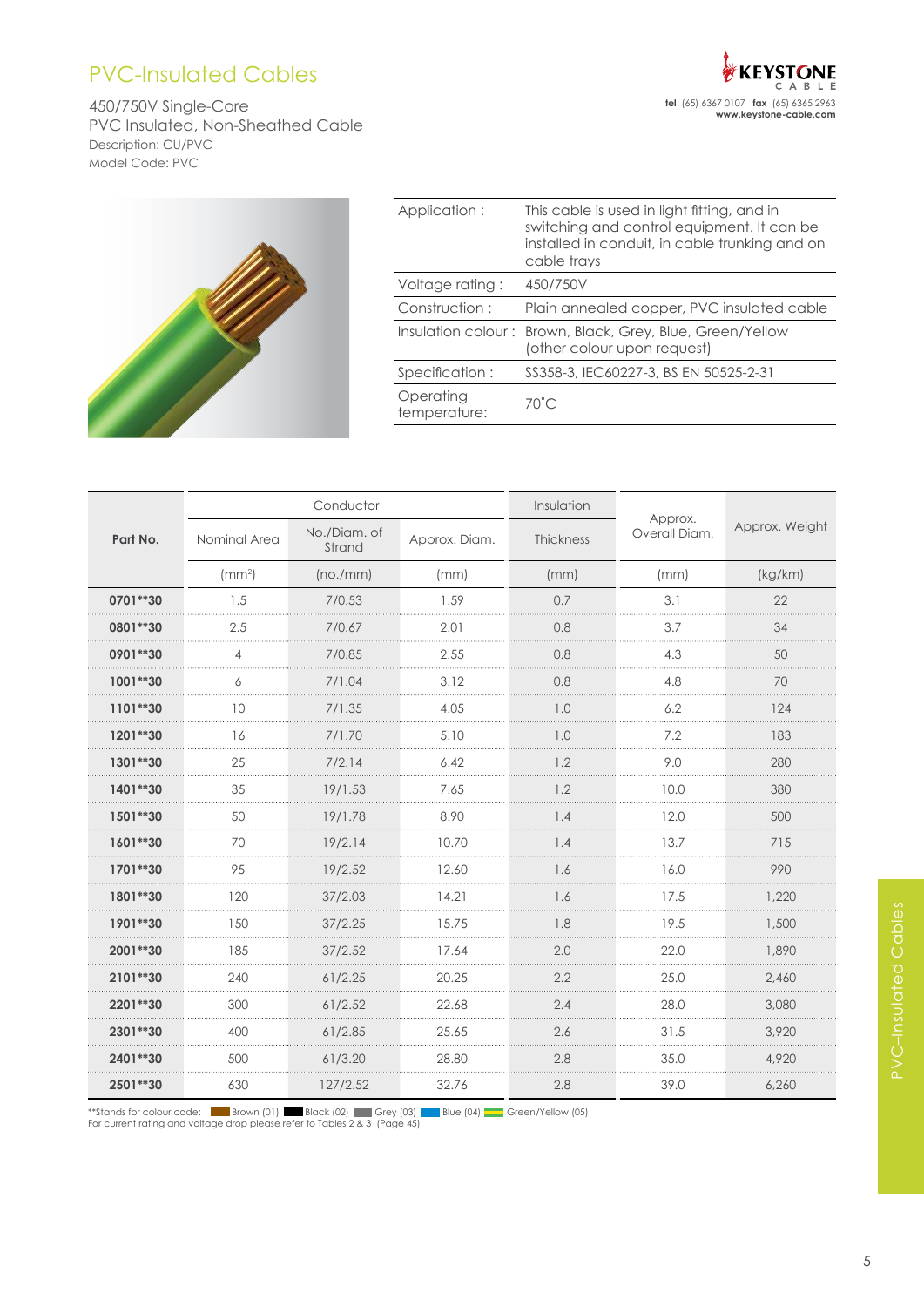# PVC-Insulated Cables

450/750V Single-Core
PVC Insulated, Non-Sheathed Cable
Description: CU/PVC
Model Code: PVC

KEYSTONE CABLE
**tel** (65) 6367 0107 **fax** (65) 6365 2963
**www.keystone-cable.com**

| | |
|---|---|
| Application : | This cable is used in light fitting, and in switching and control equipment. It can be installed in conduit, in cable trunking and on cable trays |
| Voltage rating : | 450/750V |
| Construction : | Plain annealed copper, PVC insulated cable |
| Insulation colour : | Brown, Black, Grey, Blue, Green/Yellow (other colour upon request) |
| Specification : | SS358-3, IEC60227-3, BS EN 50525-2-31 |
| Operating temperature: | 70˚C |

| Part No. | Conductor | | | Insulation | Approx. Overall Diam. | Approx. Weight |
|---|---|---|---|---|---|---|
| | Nominal Area | No./Diam. of Strand | Approx. Diam. | Thickness | | |
| | (mm²) | (no./mm) | (mm) | (mm) | (mm) | (kg/km) |
| **0701**30** | 1.5 | 7/0.53 | 1.59 | 0.7 | 3.1 | 22 |
| **0801**30** | 2.5 | 7/0.67 | 2.01 | 0.8 | 3.7 | 34 |
| **0901**30** | 4 | 7/0.85 | 2.55 | 0.8 | 4.3 | 50 |
| **1001**30** | 6 | 7/1.04 | 3.12 | 0.8 | 4.8 | 70 |
| **1101**30** | 10 | 7/1.35 | 4.05 | 1.0 | 6.2 | 124 |
| **1201**30** | 16 | 7/1.70 | 5.10 | 1.0 | 7.2 | 183 |
| **1301**30** | 25 | 7/2.14 | 6.42 | 1.2 | 9.0 | 280 |
| **1401**30** | 35 | 19/1.53 | 7.65 | 1.2 | 10.0 | 380 |
| **1501**30** | 50 | 19/1.78 | 8.90 | 1.4 | 12.0 | 500 |
| **1601**30** | 70 | 19/2.14 | 10.70 | 1.4 | 13.7 | 715 |
| **1701**30** | 95 | 19/2.52 | 12.60 | 1.6 | 16.0 | 990 |
| **1801**30** | 120 | 37/2.03 | 14.21 | 1.6 | 17.5 | 1,220 |
| **1901**30** | 150 | 37/2.25 | 15.75 | 1.8 | 19.5 | 1,500 |
| **2001**30** | 185 | 37/2.52 | 17.64 | 2.0 | 22.0 | 1,890 |
| **2101**30** | 240 | 61/2.25 | 20.25 | 2.2 | 25.0 | 2,460 |
| **2201**30** | 300 | 61/2.52 | 22.68 | 2.4 | 28.0 | 3,080 |
| **2301**30** | 400 | 61/2.85 | 25.65 | 2.6 | 31.5 | 3,920 |
| **2401**30** | 500 | 61/3.20 | 28.80 | 2.8 | 35.0 | 4,920 |
| **2501**30** | 630 | 127/2.52 | 32.76 | 2.8 | 39.0 | 6,260 |

**Stands for colour code: Brown (01) Black (02) Grey (03) Blue (04) Green/Yellow (05)
For current rating and voltage drop please refer to Tables 2 & 3 (Page 45)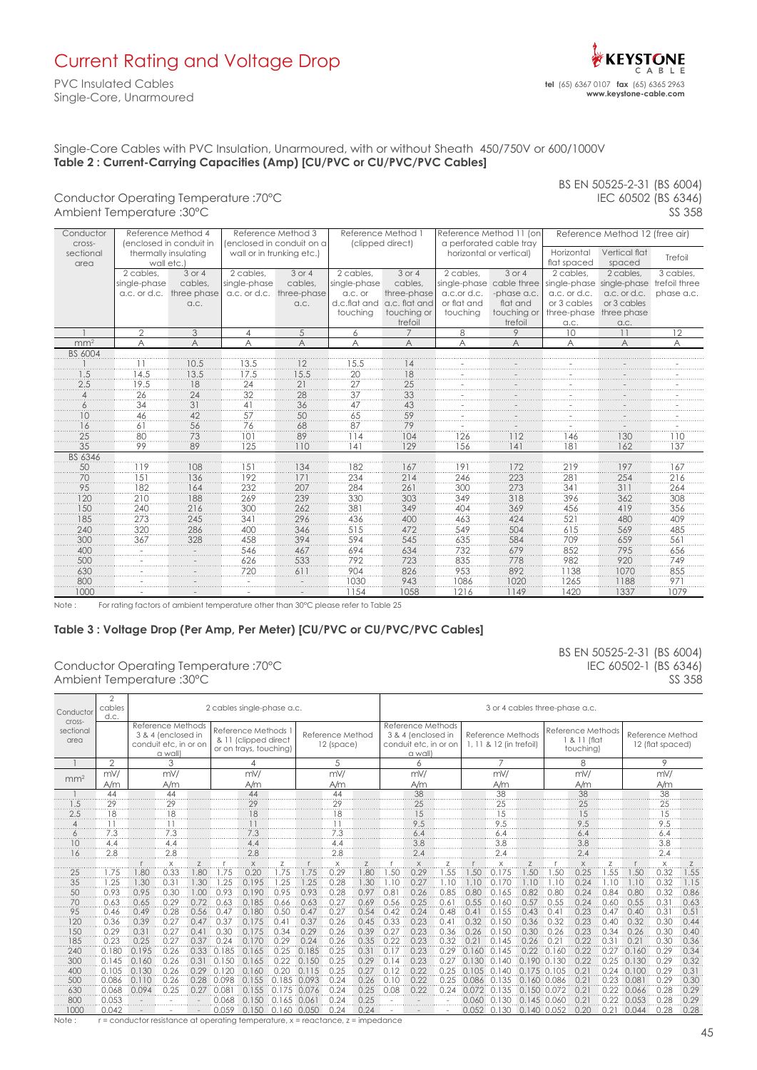# Current Rating and Voltage Drop

PVC Insulated Cables
Single-Core, Unarmoured

Single-Core Cables with PVC Insulation, Unarmoured, with or without Sheath 450/750V or 600/1000V

**Table 2 : Current-Carrying Capacities (Amp) [CU/PVC or CU/PVC/PVC Cables]**

Conductor Operating Temperature :70°C
Ambient Temperature :30°C

BS EN 50525-2-31 (BS 6004)
IEC 60502 (BS 6346)
SS 358

| Conductor cross-sectional area | Reference Method 4 (enclosed in conduit in thermally insulating wall etc.) | | Reference Method 3 (enclosed in conduit on a wall or in trunking etc.) | | Reference Method 1 (clipped direct) | | Reference Method 11 (on a perforated cable tray horizontal or vertical) | | Reference Method 12 (free air) | | |
|---|---|---|---|---|---|---|---|---|---|---|---|
| | | | | | | | | | Horizontal flat spaced | Vertical flat spaced | Trefoil |
| | 2 cables, single-phase a.c. or d.c. | 3 or 4 cables, three phase a.c. | 2 cables, single-phase a.c. or d.c. | 3 or 4 cables, three-phase a.c. | 2 cables, single-phase a.c. or d.c.flat and touching | 3 or 4 cables, three-phase a.c. flat and touching or trefoil | 2 cables, single-phase a.c.or d.c. or flat and touching | 3 or 4 cable three -phase a.c. flat and touching or trefoil | 2 cables, single-phase a.c. or d.c. or 3 cables three-phase a.c. | 2 cables, single-phase a.c. or d.c. or 3 cables three phase a.c. | 3 cables, trefoil three phase a.c. |
| 1 | 2 | 3 | 4 | 5 | 6 | 7 | 8 | 9 | 10 | 11 | 12 |
| mm² | A | A | A | A | A | A | A | A | A | A | A |
| BS 6004 | | | | | | | | | | | |
| 1 | 11 | 10.5 | 13.5 | 12 | 15.5 | 14 | - | - | - | - | - |
| 1.5 | 14.5 | 13.5 | 17.5 | 15.5 | 20 | 18 | - | - | - | - | - |
| 2.5 | 19.5 | 18 | 24 | 21 | 27 | 25 | - | - | - | - | - |
| 4 | 26 | 24 | 32 | 28 | 37 | 33 | - | - | - | - | - |
| 6 | 34 | 31 | 41 | 36 | 47 | 43 | - | - | - | - | - |
| 10 | 46 | 42 | 57 | 50 | 65 | 59 | - | - | - | - | - |
| 16 | 61 | 56 | 76 | 68 | 87 | 79 | - | - | - | - | - |
| 25 | 80 | 73 | 101 | 89 | 114 | 104 | 126 | 112 | 146 | 130 | 110 |
| 35 | 99 | 89 | 125 | 110 | 141 | 129 | 156 | 141 | 181 | 162 | 137 |
| BS 6346 | | | | | | | | | | | |
| 50 | 119 | 108 | 151 | 134 | 182 | 167 | 191 | 172 | 219 | 197 | 167 |
| 70 | 151 | 136 | 192 | 171 | 234 | 214 | 246 | 223 | 281 | 254 | 216 |
| 95 | 182 | 164 | 232 | 207 | 284 | 261 | 300 | 273 | 341 | 311 | 264 |
| 120 | 210 | 188 | 269 | 239 | 330 | 303 | 349 | 318 | 396 | 362 | 308 |
| 150 | 240 | 216 | 300 | 262 | 381 | 349 | 404 | 369 | 456 | 419 | 356 |
| 185 | 273 | 245 | 341 | 296 | 436 | 400 | 463 | 424 | 521 | 480 | 409 |
| 240 | 320 | 286 | 400 | 346 | 515 | 472 | 549 | 504 | 615 | 569 | 485 |
| 300 | 367 | 328 | 458 | 394 | 594 | 545 | 635 | 584 | 709 | 659 | 561 |
| 400 | - | - | 546 | 467 | 694 | 634 | 732 | 679 | 852 | 795 | 656 |
| 500 | - | - | 626 | 533 | 792 | 723 | 835 | 778 | 982 | 920 | 749 |
| 630 | - | - | 720 | 611 | 904 | 826 | 953 | 892 | 1138 | 1070 | 855 |
| 800 | - | - | - | - | 1030 | 943 | 1086 | 1020 | 1265 | 1188 | 971 |
| 1000 | - | - | - | - | 1154 | 1058 | 1216 | 1149 | 1420 | 1337 | 1079 |

Note : For rating factors of ambient temperature other than 30°C please refer to Table 25

**Table 3 : Voltage Drop (Per Amp, Per Meter) [CU/PVC or CU/PVC/PVC Cables]**

Conductor Operating Temperature :70°C
Ambient Temperature :30°C

BS EN 50525-2-31 (BS 6004)
IEC 60502-1 (BS 6346)
SS 358

| Conductor cross-sectional area | 2 cables d.c. | 2 cables single-phase a.c. | | | | | | | | | 3 or 4 cables three-phase a.c. | | | | | | | | | | | |
|---|---|---|---|---|---|---|---|---|---|---|---|---|---|---|---|---|---|---|---|---|---|---|
| | | Reference Methods 3 & 4 (enclosed in conduit etc, in or on a wall) | | | Reference Methods 1 & 11 (clipped direct or on trays, touching) | | | Reference Method 12 (space) | | | Reference Methods 3 & 4 (enclosed in conduit etc, in or on a wall) | | | Reference Methods 1, 11 & 12 (in trefoil) | | | Reference Methods 1 & 11 (flat touching) | | | Reference Method 12 (flat spaced) | | |
| 1 | 2 | 3 | | | 4 | | | 5 | | | 6 | | | 7 | | | 8 | | | 9 | | |
| mm² | mV/A/m | mV/A/m | | | mV/A/m | | | mV/A/m | | | mV/A/m | | | mV/A/m | | | mV/A/m | | | mV/A/m | | |
| 1 | 44 | 44 | | | 44 | | | 44 | | | 38 | | | 38 | | | 38 | | | 38 | | |
| 1.5 | 29 | 29 | | | 29 | | | 29 | | | 25 | | | 25 | | | 25 | | | 25 | | |
| 2.5 | 18 | 18 | | | 18 | | | 18 | | | 15 | | | 15 | | | 15 | | | 15 | | |
| 4 | 11 | 11 | | | 11 | | | 11 | | | 9.5 | | | 9.5 | | | 9.5 | | | 9.5 | | |
| 6 | 7.3 | 7.3 | | | 7.3 | | | 7.3 | | | 6.4 | | | 6.4 | | | 6.4 | | | 6.4 | | |
| 10 | 4.4 | 4.4 | | | 4.4 | | | 4.4 | | | 3.8 | | | 3.8 | | | 3.8 | | | 3.8 | | |
| 16 | 2.8 | 2.8 | | | 2.8 | | | 2.8 | | | 2.4 | | | 2.4 | | | 2.4 | | | 2.4 | | |
| | | r | x | z | r | x | z | r | x | z | r | x | z | r | x | z | r | x | z | r | x | z |
| 25 | 1.75 | 1.80 | 0.33 | 1.80 | 1.75 | 0.20 | 1.75 | 1.75 | 0.29 | 1.80 | 1.50 | 0.29 | 1.55 | 1.50 | 0.175 | 1.50 | 1.50 | 0.25 | 1.55 | 1.50 | 0.32 | 1.55 |
| 35 | 1.25 | 1.30 | 0.31 | 1.30 | 1.25 | 0.195 | 1.25 | 1.25 | 0.28 | 1.30 | 1.10 | 0.27 | 1.10 | 1.10 | 0.170 | 1.10 | 1.10 | 0.24 | 1.10 | 1.10 | 0.32 | 1.15 |
| 50 | 0.93 | 0.95 | 0.30 | 1.00 | 0.93 | 0.190 | 0.95 | 0.93 | 0.28 | 0.97 | 0.81 | 0.26 | 0.85 | 0.80 | 0.165 | 0.82 | 0.80 | 0.24 | 0.84 | 0.80 | 0.32 | 0.86 |
| 70 | 0.63 | 0.65 | 0.29 | 0.72 | 0.63 | 0.185 | 0.66 | 0.63 | 0.27 | 0.69 | 0.56 | 0.25 | 0.61 | 0.55 | 0.160 | 0.57 | 0.55 | 0.24 | 0.60 | 0.55 | 0.31 | 0.63 |
| 95 | 0.46 | 0.49 | 0.28 | 0.56 | 0.47 | 0.180 | 0.50 | 0.47 | 0.27 | 0.54 | 0.42 | 0.24 | 0.48 | 0.41 | 0.155 | 0.43 | 0.41 | 0.23 | 0.47 | 0.40 | 0.31 | 0.51 |
| 120 | 0.36 | 0.39 | 0.27 | 0.47 | 0.37 | 0.175 | 0.41 | 0.37 | 0.26 | 0.45 | 0.33 | 0.23 | 0.41 | 0.32 | 0.150 | 0.36 | 0.32 | 0.23 | 0.40 | 0.32 | 0.30 | 0.44 |
| 150 | 0.29 | 0.31 | 0.27 | 0.41 | 0.30 | 0.175 | 0.34 | 0.29 | 0.26 | 0.39 | 0.27 | 0.23 | 0.36 | 0.26 | 0.150 | 0.30 | 0.26 | 0.23 | 0.34 | 0.26 | 0.30 | 0.40 |
| 185 | 0.23 | 0.25 | 0.27 | 0.37 | 0.24 | 0.170 | 0.29 | 0.24 | 0.26 | 0.35 | 0.22 | 0.23 | 0.32 | 0.21 | 0.145 | 0.26 | 0.21 | 0.22 | 0.31 | 0.21 | 0.30 | 0.36 |
| 240 | 0.180 | 0.195 | 0.26 | 0.33 | 0.185 | 0.165 | 0.25 | 0.185 | 0.25 | 0.31 | 0.17 | 0.23 | 0.29 | 0.160 | 0.145 | 0.22 | 0.160 | 0.22 | 0.27 | 0.160 | 0.29 | 0.34 |
| 300 | 0.145 | 0.160 | 0.26 | 0.31 | 0.150 | 0.165 | 0.22 | 0.150 | 0.25 | 0.29 | 0.14 | 0.23 | 0.27 | 0.130 | 0.140 | 0.190 | 0.130 | 0.22 | 0.25 | 0.130 | 0.29 | 0.32 |
| 400 | 0.105 | 0.130 | 0.26 | 0.29 | 0.120 | 0.160 | 0.20 | 0.115 | 0.25 | 0.27 | 0.12 | 0.22 | 0.25 | 0.105 | 0.140 | 0.175 | 0.105 | 0.21 | 0.24 | 0.100 | 0.29 | 0.31 |
| 500 | 0.086 | 0.110 | 0.26 | 0.28 | 0.098 | 0.155 | 0.185 | 0.093 | 0.24 | 0.26 | 0.10 | 0.22 | 0.25 | 0.086 | 0.135 | 0.160 | 0.086 | 0.21 | 0.23 | 0.081 | 0.29 | 0.30 |
| 630 | 0.068 | 0.094 | 0.25 | 0.27 | 0.081 | 0.155 | 0.175 | 0.076 | 0.24 | 0.25 | 0.08 | 0.22 | 0.24 | 0.072 | 0.135 | 0.150 | 0.072 | 0.21 | 0.22 | 0.066 | 0.28 | 0.29 |
| 800 | 0.053 | - | - | - | 0.068 | 0.150 | 0.165 | 0.061 | 0.24 | 0.25 | - | - | - | 0.060 | 0.130 | 0.145 | 0.060 | 0.21 | 0.22 | 0.053 | 0.28 | 0.29 |
| 1000 | 0.042 | - | - | - | 0.059 | 0.150 | 0.160 | 0.050 | 0.24 | 0.24 | - | - | - | 0.052 | 0.130 | 0.140 | 0.052 | 0.20 | 0.21 | 0.044 | 0.28 | 0.28 |

Note : r = conductor resistance at operating temperature, x = reactance, z = impedance